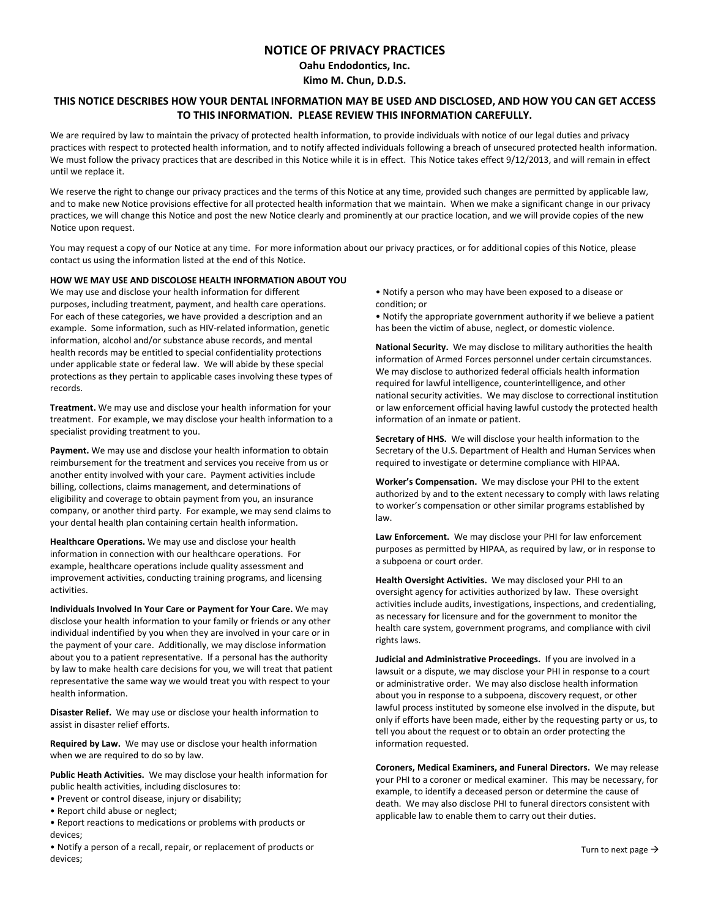# NOTICE OF PRIVACY PRACTICES

**Oahu Endodontics, Inc.**

**Kimo M. Chun, D.D.S.**

## THIS NOTICE DESCRIBES HOW YOUR DENTAL INFORMATION MAY BE USED AND DISCLOSED, AND HOW YOU CAN GET ACCESS TO THIS INFORMATION. PLEASE REVIEW THIS INFORMATION CAREFULLY.

We are required by law to maintain the privacy of protected health information, to provide individuals with notice of our legal duties and privacy practices with respect to protected health information, and to notify affected individuals following a breach of unsecured protected health information. We must follow the privacy practices that are described in this Notice while it is in effect. This Notice takes effect 9/12/2013, and will remain in effect until we replace it.

We reserve the right to change our privacy practices and the terms of this Notice at any time, provided such changes are permitted by applicable law, and to make new Notice provisions effective for all protected health information that we maintain. When we make a significant change in our privacy practices, we will change this Notice and post the new Notice clearly and prominently at our practice location, and we will provide copies of the new Notice upon request.

You may request a copy of our Notice at any time. For more information about our privacy practices, or for additional copies of this Notice, please contact us using the information listed at the end of this Notice.

**HOW WE MAY USE AND DISCOLOSE HEALTH INFORMATION ABOUT YOU**

We may use and disclose your health information for different purposes, including treatment, payment, and health care operations. For each of these categories, we have provided a description and an example. Some information, such as HIV-related information, genetic information, alcohol and/or substance abuse records, and mental health records may be entitled to special confidentiality protections under applicable state or federal law. We will abide by these special protections as they pertain to applicable cases involving these types of records.

**Treatment.** We may use and disclose your health information for your treatment. For example, we may disclose your health information to a specialist providing treatment to you.

**Payment.** We may use and disclose your health information to obtain reimbursement for the treatment and services you receive from us or another entity involved with your care. Payment activities include billing, collections, claims management, and determinations of eligibility and coverage to obtain payment from you, an insurance company, or another third party. For example, we may send claims to your dental health plan containing certain health information.

**Healthcare Operations.** We may use and disclose your health information in connection with our healthcare operations. For example, healthcare operations include quality assessment and improvement activities, conducting training programs, and licensing activities.

**Individuals Involved In Your Care or Payment for Your Care.** We may disclose your health information to your family or friends or any other individual indentified by you when they are involved in your care or in the payment of your care. Additionally, we may disclose information about you to a patient representative. If a personal has the authority by law to make health care decisions for you, we will treat that patient representative the same way we would treat you with respect to your health information.

**Disaster Relief.** We may use or disclose your health information to assist in disaster relief efforts.

**Required by Law.** We may use or disclose your health information when we are required to do so by law.

**Public Heath Activities.** We may disclose your health information for public health activities, including disclosures to:

- Prevent or control disease, injury or disability;
- Report child abuse or neglect;
- Report reactions to medications or problems with products or devices;
- Notify a person of a recall, repair, or replacement of products or devices;
- Notify a person who may have been exposed to a disease or condition; or
- Notify the appropriate government authority if we believe a patient has been the victim of abuse, neglect, or domestic violence.

**National Security.** We may disclose to military authorities the health information of Armed Forces personnel under certain circumstances. We may disclose to authorized federal officials health information required for lawful intelligence, counterintelligence, and other national security activities. We may disclose to correctional institution or law enforcement official having lawful custody the protected health information of an inmate or patient.

**Secretary of HHS.** We will disclose your health information to the Secretary of the U.S. Department of Health and Human Services when required to investigate or determine compliance with HIPAA.

**Worker's Compensation.** We may disclose your PHI to the extent authorized by and to the extent necessary to comply with laws relating to worker's compensation or other similar programs established by law.

**Law Enforcement.** We may disclose your PHI for law enforcement purposes as permitted by HIPAA, as required by law, or in response to a subpoena or court order.

**Health Oversight Activities.** We may disclosed your PHI to an oversight agency for activities authorized by law. These oversight activities include audits, investigations, inspections, and credentialing, as necessary for licensure and for the government to monitor the health care system, government programs, and compliance with civil rights laws.

**Judicial and Administrative Proceedings.** If you are involved in a lawsuit or a dispute, we may disclose your PHI in response to a court or administrative order. We may also disclose health information about you in response to a subpoena, discovery request, or other lawful process instituted by someone else involved in the dispute, but only if efforts have been made, either by the requesting party or us, to tell you about the request or to obtain an order protecting the information requested.

**Coroners, Medical Examiners, and Funeral Directors.** We may release your PHI to a coroner or medical examiner. This may be necessary, for example, to identify a deceased person or determine the cause of death. We may also disclose PHI to funeral directors consistent with applicable law to enable them to carry out their duties.

Turn to next page →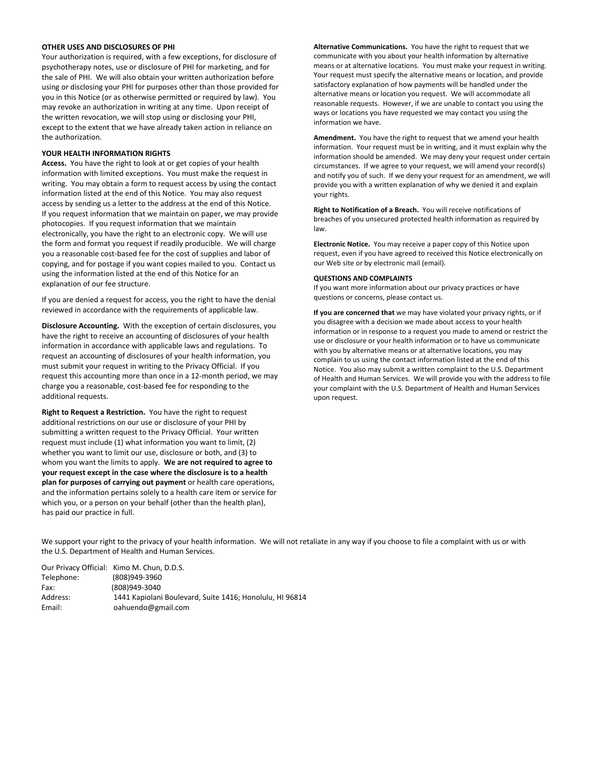### OTHER USES AND DISCLOSURES OF PHI

Your authorization is required, with a few exceptions, for disclosure of psychotherapy notes, use or disclosure of PHI for marketing, and for the sale of PHI. We will also obtain your written authorization before using or disclosing your PHI for purposes other than those provided for you in this Notice (or as otherwise permitted or required by law). You may revoke an authorization in writing at any time. Upon receipt of the written revocation, we will stop using or disclosing your PHI, except to the extent that we have already taken action in reliance on the authorization.

### YOUR HEALTH INFORMATION RIGHTS

**Access.** You have the right to look at or get copies of your health information with limited exceptions. You must make the request in writing. You may obtain a form to request access by using the contact information listed at the end of this Notice. You may also request access by sending us a letter to the address at the end of this Notice. If you request information that we maintain on paper, we may provide photocopies. If you request information that we maintain electronically, you have the right to an electronic copy. We will use the form and format you request if readily producible. We will charge you a reasonable cost-based fee for the cost of supplies and labor of copying, and for postage if you want copies mailed to you. Contact us using the information listed at the end of this Notice for an explanation of our fee structure.

If you are denied a request for access, you the right to have the denial reviewed in accordance with the requirements of applicable law.

**Disclosure Accounting.** With the exception of certain disclosures, you have the right to receive an accounting of disclosures of your health information in accordance with applicable laws and regulations. To request an accounting of disclosures of your health information, you must submit your request in writing to the Privacy Official. If you request this accounting more than once in a 12-month period, we may charge you a reasonable, cost-based fee for responding to the additional requests.

**Right to Request a Restriction.** You have the right to request additional restrictions on our use or disclosure of your PHI by submitting a written request to the Privacy Official. Your written request must include (1) what information you want to limit, (2) whether you want to limit our use, disclosure or both, and (3) to whom you want the limits to apply. **We are not required to agree to your request except in the case where the disclosure is to a health plan for purposes of carrying out payment** or health care operations, and the information pertains solely to a health care item or service for which you, or a person on your behalf (other than the health plan), has paid our practice in full.

**Alternative Communications.** You have the right to request that we communicate with you about your health information by alternative means or at alternative locations. You must make your request in writing. Your request must specify the alternative means or location, and provide satisfactory explanation of how payments will be handled under the alternative means or location you request. We will accommodate all reasonable requests. However, if we are unable to contact you using the ways or locations you have requested we may contact you using the information we have.

**Amendment.** You have the right to request that we amend your health information. Your request must be in writing, and it must explain why the information should be amended. We may deny your request under certain circumstances. If we agree to your request, we will amend your record(s) and notify you of such. If we deny your request for an amendment, we will provide you with a written explanation of why we denied it and explain your rights.

**Right to Notification of a Breach.** You will receive notifications of breaches of you unsecured protected health information as required by law.

**Electronic Notice.** You may receive a paper copy of this Notice upon request, even if you have agreed to received this Notice electronically on our Web site or by electronic mail (email).

### QUESTIONS AND COMPLAINTS

If you want more information about our privacy practices or have questions or concerns, please contact us.

**If you are concerned that** we may have violated your privacy rights, or if you disagree with a decision we made about access to your health information or in response to a request you made to amend or restrict the use or disclosure or your health information or to have us communicate with you by alternative means or at alternative locations, you may complain to us using the contact information listed at the end of this Notice. You also may submit a written complaint to the U.S. Department of Health and Human Services. We will provide you with the address to file your complaint with the U.S. Department of Health and Human Services upon request.

We support your right to the privacy of your health information. We will not retaliate in any way if you choose to file a complaint with us or with the U.S. Department of Health and Human Services.

| | |
|---|---|
| Our Privacy Official: | Kimo M. Chun, D.D.S. |
| Telephone: | (808)949-3960 |
| Fax: | (808)949-3040 |
| Address: | 1441 Kapiolani Boulevard, Suite 1416; Honolulu, HI 96814 |
| Email: | oahuendo@gmail.com |